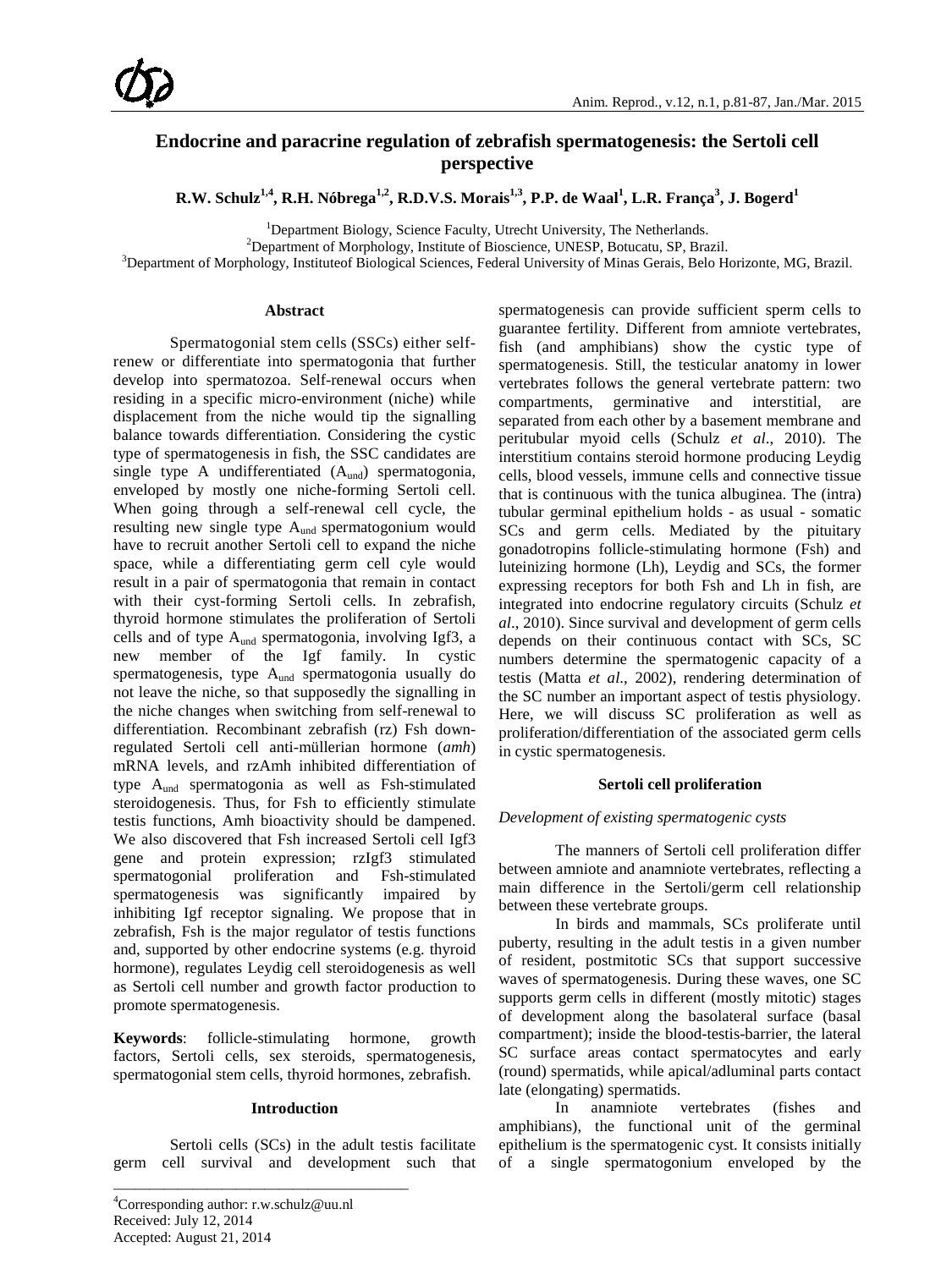# Endocrine and paracrine regulation of zebrafish spermatogenesis: the Sertoli cell perspective

**R.W. Schulz[1,4], R.H. Nóbrega[1,2], R.D.V.S. Morais[1,3], P.P. de Waal[1], L.R. França[3], J. Bogerd[1]**

[1]Department Biology, Science Faculty, Utrecht University, The Netherlands.
[2]Department of Morphology, Institute of Bioscience, UNESP, Botucatu, SP, Brazil.
[3]Department of Morphology, Instituteof Biological Sciences, Federal University of Minas Gerais, Belo Horizonte, MG, Brazil.

## Abstract

Spermatogonial stem cells (SSCs) either self-renew or differentiate into spermatogonia that further develop into spermatozoa. Self-renewal occurs when residing in a specific micro-environment (niche) while displacement from the niche would tip the signalling balance towards differentiation. Considering the cystic type of spermatogenesis in fish, the SSC candidates are single type A undifferentiated ($A_{und}$) spermatogonia, enveloped by mostly one niche-forming Sertoli cell. When going through a self-renewal cell cycle, the resulting new single type $A_{und}$ spermatogonium would have to recruit another Sertoli cell to expand the niche space, while a differentiating germ cell cyle would result in a pair of spermatogonia that remain in contact with their cyst-forming Sertoli cells. In zebrafish, thyroid hormone stimulates the proliferation of Sertoli cells and of type $A_{und}$ spermatogonia, involving Igf3, a new member of the Igf family. In cystic spermatogenesis, type $A_{und}$ spermatogonia usually do not leave the niche, so that supposedly the signalling in the niche changes when switching from self-renewal to differentiation. Recombinant zebrafish (rz) Fsh down-regulated Sertoli cell anti-müllerian hormone (*amh*) mRNA levels, and rzAmh inhibited differentiation of type $A_{und}$ spermatogonia as well as Fsh-stimulated steroidogenesis. Thus, for Fsh to efficiently stimulate testis functions, Amh bioactivity should be dampened. We also discovered that Fsh increased Sertoli cell Igf3 gene and protein expression; rzIgf3 stimulated spermatogonial proliferation and Fsh-stimulated spermatogenesis was significantly impaired by inhibiting Igf receptor signaling. We propose that in zebrafish, Fsh is the major regulator of testis functions and, supported by other endocrine systems (e.g. thyroid hormone), regulates Leydig cell steroidogenesis as well as Sertoli cell number and growth factor production to promote spermatogenesis.

**Keywords**: follicle-stimulating hormone, growth factors, Sertoli cells, sex steroids, spermatogenesis, spermatogonial stem cells, thyroid hormones, zebrafish.

## Introduction

Sertoli cells (SCs) in the adult testis facilitate germ cell survival and development such that spermatogenesis can provide sufficient sperm cells to guarantee fertility. Different from amniote vertebrates, fish (and amphibians) show the cystic type of spermatogenesis. Still, the testicular anatomy in lower vertebrates follows the general vertebrate pattern: two compartments, germinative and interstitial, are separated from each other by a basement membrane and peritubular myoid cells (Schulz *et al*., 2010). The interstitium contains steroid hormone producing Leydig cells, blood vessels, immune cells and connective tissue that is continuous with the tunica albuginea. The (intra) tubular germinal epithelium holds - as usual - somatic SCs and germ cells. Mediated by the pituitary gonadotropins follicle-stimulating hormone (Fsh) and luteinizing hormone (Lh), Leydig and SCs, the former expressing receptors for both Fsh and Lh in fish, are integrated into endocrine regulatory circuits (Schulz *et al*., 2010). Since survival and development of germ cells depends on their continuous contact with SCs, SC numbers determine the spermatogenic capacity of a testis (Matta *et al*., 2002), rendering determination of the SC number an important aspect of testis physiology. Here, we will discuss SC proliferation as well as proliferation/differentiation of the associated germ cells in cystic spermatogenesis.

## Sertoli cell proliferation

### *Development of existing spermatogenic cysts*

The manners of Sertoli cell proliferation differ between amniote and anamniote vertebrates, reflecting a main difference in the Sertoli/germ cell relationship between these vertebrate groups.

In birds and mammals, SCs proliferate until puberty, resulting in the adult testis in a given number of resident, postmitotic SCs that support successive waves of spermatogenesis. During these waves, one SC supports germ cells in different (mostly mitotic) stages of development along the basolateral surface (basal compartment); inside the blood-testis-barrier, the lateral SC surface areas contact spermatocytes and early (round) spermatids, while apical/adluminal parts contact late (elongating) spermatids.

In anamniote vertebrates (fishes and amphibians), the functional unit of the germinal epithelium is the spermatogenic cyst. It consists initially of a single spermatogonium enveloped by the

[4]Corresponding author: r.w.schulz@uu.nl
Received: July 12, 2014
Accepted: August 21, 2014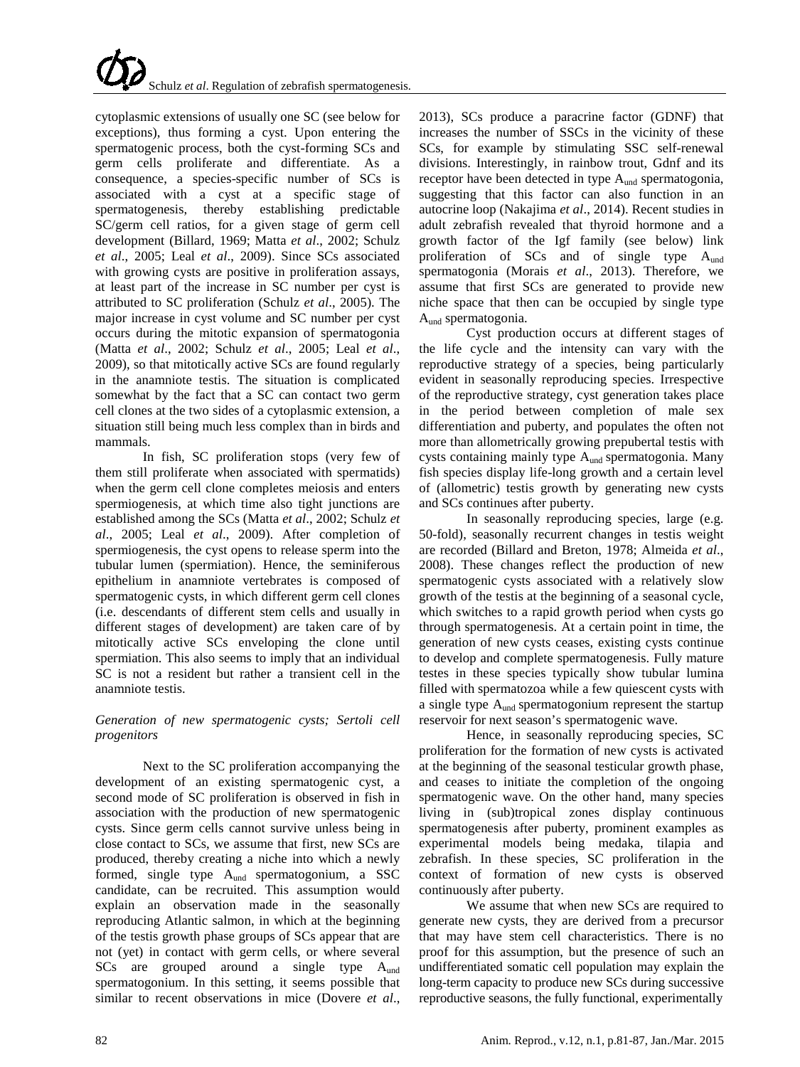cytoplasmic extensions of usually one SC (see below for exceptions), thus forming a cyst. Upon entering the spermatogenic process, both the cyst-forming SCs and germ cells proliferate and differentiate. As a consequence, a species-specific number of SCs is associated with a cyst at a specific stage of spermatogenesis, thereby establishing predictable SC/germ cell ratios, for a given stage of germ cell development (Billard, 1969; Matta *et al*., 2002; Schulz *et al*., 2005; Leal *et al*., 2009). Since SCs associated with growing cysts are positive in proliferation assays, at least part of the increase in SC number per cyst is attributed to SC proliferation (Schulz *et al*., 2005). The major increase in cyst volume and SC number per cyst occurs during the mitotic expansion of spermatogonia (Matta *et al*., 2002; Schulz *et al*., 2005; Leal *et al*., 2009), so that mitotically active SCs are found regularly in the anamniote testis. The situation is complicated somewhat by the fact that a SC can contact two germ cell clones at the two sides of a cytoplasmic extension, a situation still being much less complex than in birds and mammals.

In fish, SC proliferation stops (very few of them still proliferate when associated with spermatids) when the germ cell clone completes meiosis and enters spermiogenesis, at which time also tight junctions are established among the SCs (Matta *et al*., 2002; Schulz *et al*., 2005; Leal *et al*., 2009). After completion of spermiogenesis, the cyst opens to release sperm into the tubular lumen (spermiation). Hence, the seminiferous epithelium in anamniote vertebrates is composed of spermatogenic cysts, in which different germ cell clones (i.e. descendants of different stem cells and usually in different stages of development) are taken care of by mitotically active SCs enveloping the clone until spermiation. This also seems to imply that an individual SC is not a resident but rather a transient cell in the anamniote testis.

*Generation of new spermatogenic cysts; Sertoli cell progenitors*

Next to the SC proliferation accompanying the development of an existing spermatogenic cyst, a second mode of SC proliferation is observed in fish in association with the production of new spermatogenic cysts. Since germ cells cannot survive unless being in close contact to SCs, we assume that first, new SCs are produced, thereby creating a niche into which a newly formed, single type $A_{und}$ spermatogonium, a SSC candidate, can be recruited. This assumption would explain an observation made in the seasonally reproducing Atlantic salmon, in which at the beginning of the testis growth phase groups of SCs appear that are not (yet) in contact with germ cells, or where several SCs are grouped around a single type $A_{und}$ spermatogonium. In this setting, it seems possible that similar to recent observations in mice (Dovere *et al*., 2013), SCs produce a paracrine factor (GDNF) that increases the number of SSCs in the vicinity of these SCs, for example by stimulating SSC self-renewal divisions. Interestingly, in rainbow trout, Gdnf and its receptor have been detected in type $A_{und}$ spermatogonia, suggesting that this factor can also function in an autocrine loop (Nakajima *et al*., 2014). Recent studies in adult zebrafish revealed that thyroid hormone and a growth factor of the Igf family (see below) link proliferation of SCs and of single type $A_{und}$ spermatogonia (Morais *et al*., 2013). Therefore, we assume that first SCs are generated to provide new niche space that then can be occupied by single type $A_{und}$ spermatogonia.

Cyst production occurs at different stages of the life cycle and the intensity can vary with the reproductive strategy of a species, being particularly evident in seasonally reproducing species. Irrespective of the reproductive strategy, cyst generation takes place in the period between completion of male sex differentiation and puberty, and populates the often not more than allometrically growing prepubertal testis with cysts containing mainly type $A_{und}$ spermatogonia. Many fish species display life-long growth and a certain level of (allometric) testis growth by generating new cysts and SCs continues after puberty.

In seasonally reproducing species, large (e.g. 50-fold), seasonally recurrent changes in testis weight are recorded (Billard and Breton, 1978; Almeida *et al*., 2008). These changes reflect the production of new spermatogenic cysts associated with a relatively slow growth of the testis at the beginning of a seasonal cycle, which switches to a rapid growth period when cysts go through spermatogenesis. At a certain point in time, the generation of new cysts ceases, existing cysts continue to develop and complete spermatogenesis. Fully mature testes in these species typically show tubular lumina filled with spermatozoa while a few quiescent cysts with a single type $A_{und}$ spermatogonium represent the startup reservoir for next season's spermatogenic wave.

Hence, in seasonally reproducing species, SC proliferation for the formation of new cysts is activated at the beginning of the seasonal testicular growth phase, and ceases to initiate the completion of the ongoing spermatogenic wave. On the other hand, many species living in (sub)tropical zones display continuous spermatogenesis after puberty, prominent examples as experimental models being medaka, tilapia and zebrafish. In these species, SC proliferation in the context of formation of new cysts is observed continuously after puberty.

We assume that when new SCs are required to generate new cysts, they are derived from a precursor that may have stem cell characteristics. There is no proof for this assumption, but the presence of such an undifferentiated somatic cell population may explain the long-term capacity to produce new SCs during successive reproductive seasons, the fully functional, experimentally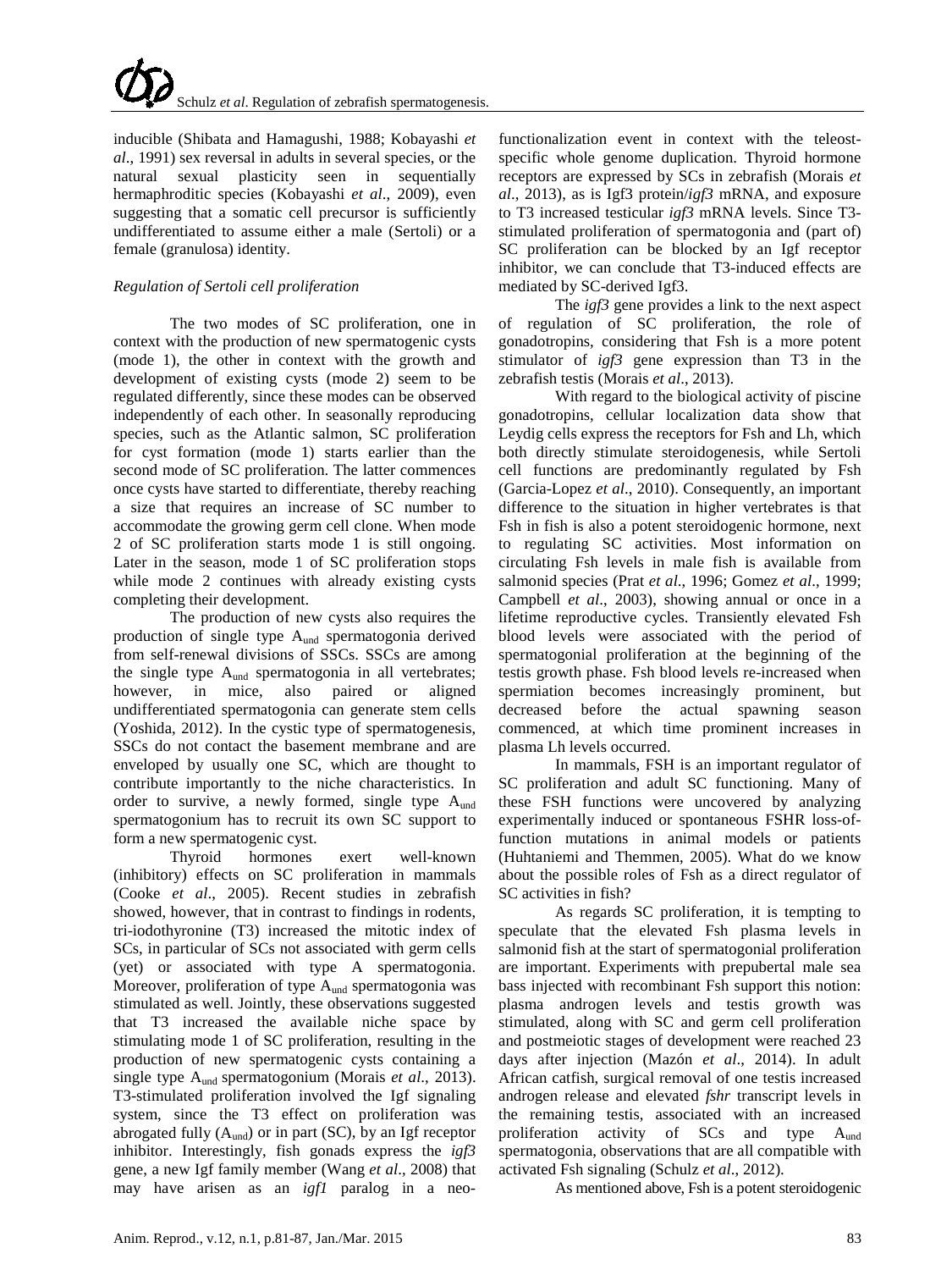inducible (Shibata and Hamagushi, 1988; Kobayashi *et al*., 1991) sex reversal in adults in several species, or the natural sexual plasticity seen in sequentially hermaphroditic species (Kobayashi *et al*., 2009), even suggesting that a somatic cell precursor is sufficiently undifferentiated to assume either a male (Sertoli) or a female (granulosa) identity.

### *Regulation of Sertoli cell proliferation*

The two modes of SC proliferation, one in context with the production of new spermatogenic cysts (mode 1), the other in context with the growth and development of existing cysts (mode 2) seem to be regulated differently, since these modes can be observed independently of each other. In seasonally reproducing species, such as the Atlantic salmon, SC proliferation for cyst formation (mode 1) starts earlier than the second mode of SC proliferation. The latter commences once cysts have started to differentiate, thereby reaching a size that requires an increase of SC number to accommodate the growing germ cell clone. When mode 2 of SC proliferation starts mode 1 is still ongoing. Later in the season, mode 1 of SC proliferation stops while mode 2 continues with already existing cysts completing their development.

The production of new cysts also requires the production of single type $A_{und}$ spermatogonia derived from self-renewal divisions of SSCs. SSCs are among the single type $A_{und}$ spermatogonia in all vertebrates; however, in mice, also paired or aligned undifferentiated spermatogonia can generate stem cells (Yoshida, 2012). In the cystic type of spermatogenesis, SSCs do not contact the basement membrane and are enveloped by usually one SC, which are thought to contribute importantly to the niche characteristics. In order to survive, a newly formed, single type $A_{und}$ spermatogonium has to recruit its own SC support to form a new spermatogenic cyst.

Thyroid hormones exert well-known (inhibitory) effects on SC proliferation in mammals (Cooke *et al*., 2005). Recent studies in zebrafish showed, however, that in contrast to findings in rodents, tri-iodothyronine (T3) increased the mitotic index of SCs, in particular of SCs not associated with germ cells (yet) or associated with type A spermatogonia. Moreover, proliferation of type $A_{und}$ spermatogonia was stimulated as well. Jointly, these observations suggested that T3 increased the available niche space by stimulating mode 1 of SC proliferation, resulting in the production of new spermatogenic cysts containing a single type $A_{und}$ spermatogonium (Morais *et al*., 2013). T3-stimulated proliferation involved the Igf signaling system, since the T3 effect on proliferation was abrogated fully ($A_{und}$) or in part (SC), by an Igf receptor inhibitor. Interestingly, fish gonads express the *igf3* gene, a new Igf family member (Wang *et al*., 2008) that may have arisen as an *igf1* paralog in a neo-functionalization event in context with the teleost-specific whole genome duplication. Thyroid hormone receptors are expressed by SCs in zebrafish (Morais *et al*., 2013), as is Igf3 protein/*igf3* mRNA, and exposure to T3 increased testicular *igf3* mRNA levels. Since T3-stimulated proliferation of spermatogonia and (part of) SC proliferation can be blocked by an Igf receptor inhibitor, we can conclude that T3-induced effects are mediated by SC-derived Igf3.

The *igf3* gene provides a link to the next aspect of regulation of SC proliferation, the role of gonadotropins, considering that Fsh is a more potent stimulator of *igf3* gene expression than T3 in the zebrafish testis (Morais *et al*., 2013).

With regard to the biological activity of piscine gonadotropins, cellular localization data show that Leydig cells express the receptors for Fsh and Lh, which both directly stimulate steroidogenesis, while Sertoli cell functions are predominantly regulated by Fsh (Garcia-Lopez *et al*., 2010). Consequently, an important difference to the situation in higher vertebrates is that Fsh in fish is also a potent steroidogenic hormone, next to regulating SC activities. Most information on circulating Fsh levels in male fish is available from salmonid species (Prat *et al*., 1996; Gomez *et al*., 1999; Campbell *et al*., 2003), showing annual or once in a lifetime reproductive cycles. Transiently elevated Fsh blood levels were associated with the period of spermatogonial proliferation at the beginning of the testis growth phase. Fsh blood levels re-increased when spermiation becomes increasingly prominent, but decreased before the actual spawning season commenced, at which time prominent increases in plasma Lh levels occurred.

In mammals, FSH is an important regulator of SC proliferation and adult SC functioning. Many of these FSH functions were uncovered by analyzing experimentally induced or spontaneous FSHR loss-of-function mutations in animal models or patients (Huhtaniemi and Themmen, 2005). What do we know about the possible roles of Fsh as a direct regulator of SC activities in fish?

As regards SC proliferation, it is tempting to speculate that the elevated Fsh plasma levels in salmonid fish at the start of spermatogonial proliferation are important. Experiments with prepubertal male sea bass injected with recombinant Fsh support this notion: plasma androgen levels and testis growth was stimulated, along with SC and germ cell proliferation and postmeiotic stages of development were reached 23 days after injection (Mazón *et al*., 2014). In adult African catfish, surgical removal of one testis increased androgen release and elevated *fshr* transcript levels in the remaining testis, associated with an increased proliferation activity of SCs and type $A_{und}$ spermatogonia, observations that are all compatible with activated Fsh signaling (Schulz *et al*., 2012).

As mentioned above, Fsh is a potent steroidogenic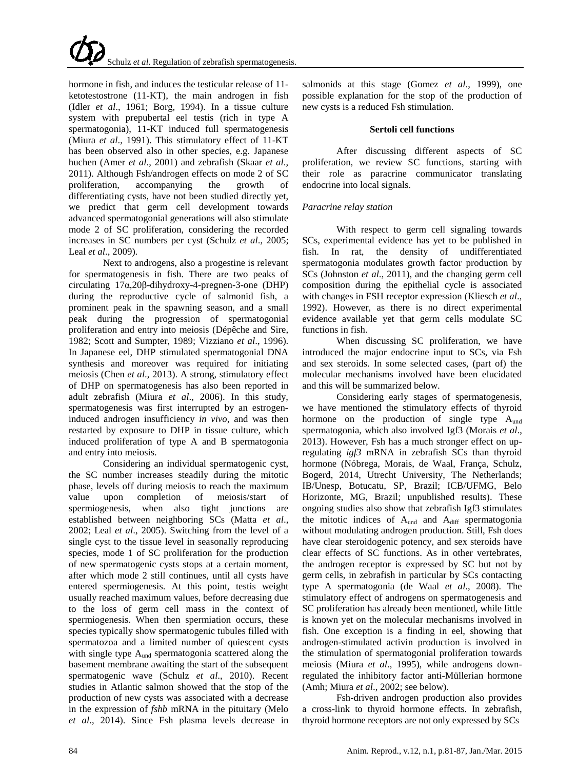hormone in fish, and induces the testicular release of 11-ketotestostrone (11-KT), the main androgen in fish (Idler *et al*., 1961; Borg, 1994). In a tissue culture system with prepubertal eel testis (rich in type A spermatogonia), 11-KT induced full spermatogenesis (Miura *et al*., 1991). This stimulatory effect of 11-KT has been observed also in other species, e.g. Japanese huchen (Amer *et al*., 2001) and zebrafish (Skaar *et al*., 2011). Although Fsh/androgen effects on mode 2 of SC proliferation, accompanying the growth of differentiating cysts, have not been studied directly yet, we predict that germ cell development towards advanced spermatogonial generations will also stimulate mode 2 of SC proliferation, considering the recorded increases in SC numbers per cyst (Schulz *et al*., 2005; Leal *et al*., 2009).

Next to androgens, also a progestine is relevant for spermatogenesis in fish. There are two peaks of circulating 17α,20β-dihydroxy-4-pregnen-3-one (DHP) during the reproductive cycle of salmonid fish, a prominent peak in the spawning season, and a small peak during the progression of spermatogonial proliferation and entry into meiosis (Dépêche and Sire, 1982; Scott and Sumpter, 1989; Vizziano *et al*., 1996). In Japanese eel, DHP stimulated spermatogonial DNA synthesis and moreover was required for initiating meiosis (Chen *et al*., 2013). A strong, stimulatory effect of DHP on spermatogenesis has also been reported in adult zebrafish (Miura *et al*., 2006). In this study, spermatogenesis was first interrupted by an estrogen-induced androgen insufficiency *in vivo*, and was then restarted by exposure to DHP in tissue culture, which induced proliferation of type A and B spermatogonia and entry into meiosis.

Considering an individual spermatogenic cyst, the SC number increases steadily during the mitotic phase, levels off during meiosis to reach the maximum value upon completion of meiosis/start of spermiogenesis, when also tight junctions are established between neighboring SCs (Matta *et al*., 2002; Leal *et al*., 2005). Switching from the level of a single cyst to the tissue level in seasonally reproducing species, mode 1 of SC proliferation for the production of new spermatogenic cysts stops at a certain moment, after which mode 2 still continues, until all cysts have entered spermiogenesis. At this point, testis weight usually reached maximum values, before decreasing due to the loss of germ cell mass in the context of spermiogenesis. When then spermiation occurs, these species typically show spermatogenic tubules filled with spermatozoa and a limited number of quiescent cysts with single type $A_{und}$ spermatogonia scattered along the basement membrane awaiting the start of the subsequent spermatogenic wave (Schulz *et al*., 2010). Recent studies in Atlantic salmon showed that the stop of the production of new cysts was associated with a decrease in the expression of *fshb* mRNA in the pituitary (Melo *et al*., 2014). Since Fsh plasma levels decrease in salmonids at this stage (Gomez *et al*., 1999), one possible explanation for the stop of the production of new cysts is a reduced Fsh stimulation.

**Sertoli cell functions**

After discussing different aspects of SC proliferation, we review SC functions, starting with their role as paracrine communicator translating endocrine into local signals.

*Paracrine relay station*

With respect to germ cell signaling towards SCs, experimental evidence has yet to be published in fish. In rat, the density of undifferentiated spermatogonia modulates growth factor production by SCs (Johnston *et al*., 2011), and the changing germ cell composition during the epithelial cycle is associated with changes in FSH receptor expression (Kliesch *et al*., 1992). However, as there is no direct experimental evidence available yet that germ cells modulate SC functions in fish.

When discussing SC proliferation, we have introduced the major endocrine input to SCs, via Fsh and sex steroids. In some selected cases, (part of) the molecular mechanisms involved have been elucidated and this will be summarized below.

Considering early stages of spermatogenesis, we have mentioned the stimulatory effects of thyroid hormone on the production of single type $A_{und}$ spermatogonia, which also involved Igf3 (Morais *et al*., 2013). However, Fsh has a much stronger effect on up-regulating *igf3* mRNA in zebrafish SCs than thyroid hormone (Nóbrega, Morais, de Waal, França, Schulz, Bogerd, 2014, Utrecht University, The Netherlands; IB/Unesp, Botucatu, SP, Brazil; ICB/UFMG, Belo Horizonte, MG, Brazil; unpublished results). These ongoing studies also show that zebrafish Igf3 stimulates the mitotic indices of $A_{und}$ and $A_{diff}$ spermatogonia without modulating androgen production. Still, Fsh does have clear steroidogenic potency, and sex steroids have clear effects of SC functions. As in other vertebrates, the androgen receptor is expressed by SC but not by germ cells, in zebrafish in particular by SCs contacting type A spermatogonia (de Waal *et al*., 2008). The stimulatory effect of androgens on spermatogenesis and SC proliferation has already been mentioned, while little is known yet on the molecular mechanisms involved in fish. One exception is a finding in eel, showing that androgen-stimulated activin production is involved in the stimulation of spermatogonial proliferation towards meiosis (Miura *et al*., 1995), while androgens down-regulated the inhibitory factor anti-Müllerian hormone (Amh; Miura *et al*., 2002; see below).

Fsh-driven androgen production also provides a cross-link to thyroid hormone effects. In zebrafish, thyroid hormone receptors are not only expressed by SCs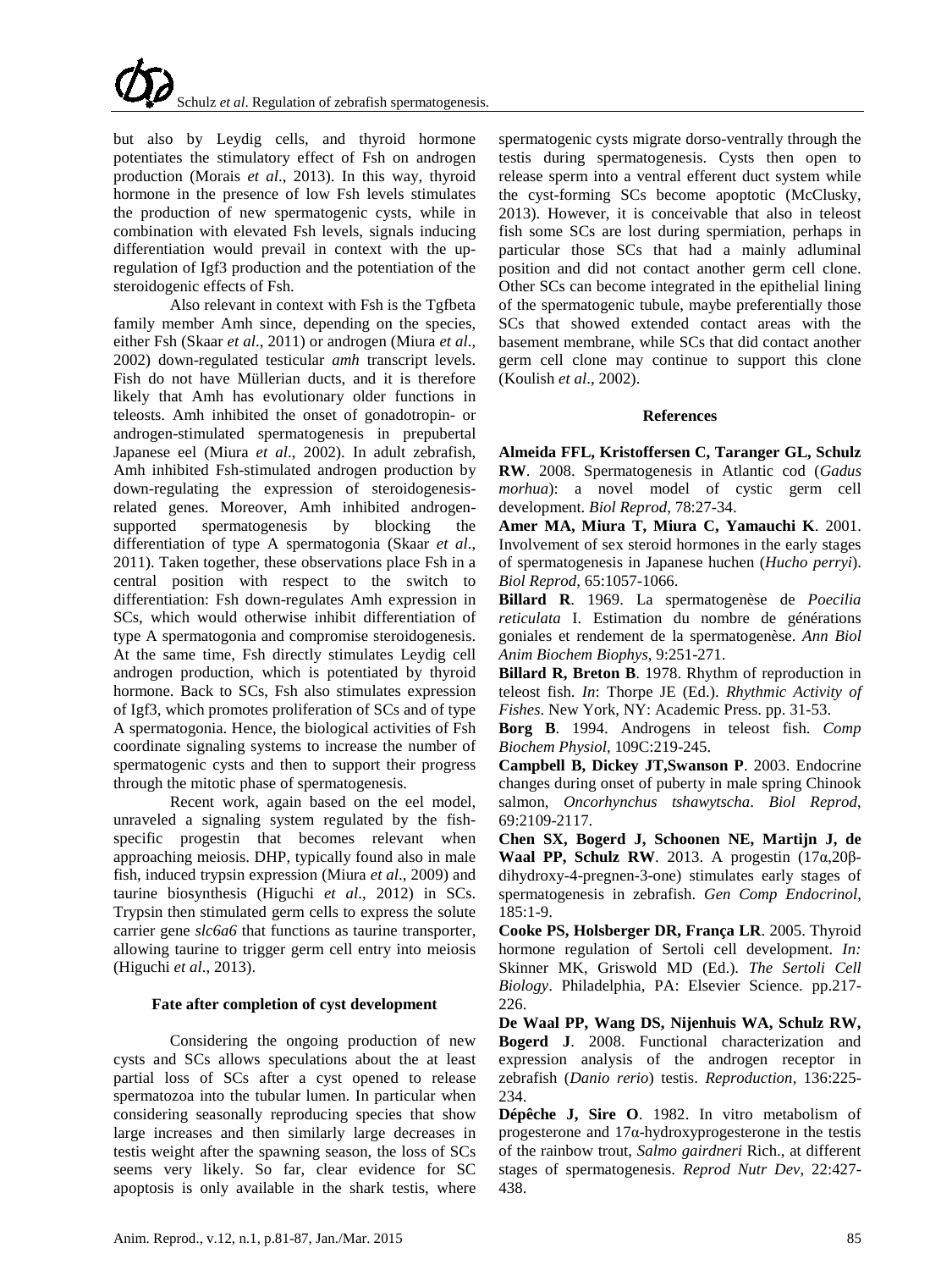but also by Leydig cells, and thyroid hormone potentiates the stimulatory effect of Fsh on androgen production (Morais *et al*., 2013). In this way, thyroid hormone in the presence of low Fsh levels stimulates the production of new spermatogenic cysts, while in combination with elevated Fsh levels, signals inducing differentiation would prevail in context with the up-regulation of Igf3 production and the potentiation of the steroidogenic effects of Fsh.

Also relevant in context with Fsh is the Tgfbeta family member Amh since, depending on the species, either Fsh (Skaar *et al*., 2011) or androgen (Miura *et al*., 2002) down-regulated testicular *amh* transcript levels. Fish do not have Müllerian ducts, and it is therefore likely that Amh has evolutionary older functions in teleosts. Amh inhibited the onset of gonadotropin- or androgen-stimulated spermatogenesis in prepubertal Japanese eel (Miura *et al*., 2002). In adult zebrafish, Amh inhibited Fsh-stimulated androgen production by down-regulating the expression of steroidogenesis-related genes. Moreover, Amh inhibited androgen-supported spermatogenesis by blocking the differentiation of type A spermatogonia (Skaar *et al*., 2011). Taken together, these observations place Fsh in a central position with respect to the switch to differentiation: Fsh down-regulates Amh expression in SCs, which would otherwise inhibit differentiation of type A spermatogonia and compromise steroidogenesis. At the same time, Fsh directly stimulates Leydig cell androgen production, which is potentiated by thyroid hormone. Back to SCs, Fsh also stimulates expression of Igf3, which promotes proliferation of SCs and of type A spermatogonia. Hence, the biological activities of Fsh coordinate signaling systems to increase the number of spermatogenic cysts and then to support their progress through the mitotic phase of spermatogenesis.

Recent work, again based on the eel model, unraveled a signaling system regulated by the fish-specific progestin that becomes relevant when approaching meiosis. DHP, typically found also in male fish, induced trypsin expression (Miura *et al*., 2009) and taurine biosynthesis (Higuchi *et al*., 2012) in SCs. Trypsin then stimulated germ cells to express the solute carrier gene *slc6a6* that functions as taurine transporter, allowing taurine to trigger germ cell entry into meiosis (Higuchi *et al*., 2013).

### Fate after completion of cyst development

Considering the ongoing production of new cysts and SCs allows speculations about the at least partial loss of SCs after a cyst opened to release spermatozoa into the tubular lumen. In particular when considering seasonally reproducing species that show large increases and then similarly large decreases in testis weight after the spawning season, the loss of SCs seems very likely. So far, clear evidence for SC apoptosis is only available in the shark testis, where spermatogenic cysts migrate dorso-ventrally through the testis during spermatogenesis. Cysts then open to release sperm into a ventral efferent duct system while the cyst-forming SCs become apoptotic (McClusky, 2013). However, it is conceivable that also in teleost fish some SCs are lost during spermiation, perhaps in particular those SCs that had a mainly adluminal position and did not contact another germ cell clone. Other SCs can become integrated in the epithelial lining of the spermatogenic tubule, maybe preferentially those SCs that showed extended contact areas with the basement membrane, while SCs that did contact another germ cell clone may continue to support this clone (Koulish *et al*., 2002).

### References

**Almeida FFL, Kristoffersen C, Taranger GL, Schulz RW**. 2008. Spermatogenesis in Atlantic cod (*Gadus morhua*): a novel model of cystic germ cell development. *Biol Reprod*, 78:27-34.

**Amer MA, Miura T, Miura C, Yamauchi K**. 2001. Involvement of sex steroid hormones in the early stages of spermatogenesis in Japanese huchen (*Hucho perryi*). *Biol Reprod*, 65:1057-1066.

**Billard R**. 1969. La spermatogenèse de *Poecilia reticulata* I. Estimation du nombre de générations goniales et rendement de la spermatogenèse. *Ann Biol Anim Biochem Biophys*, 9:251-271.

**Billard R, Breton B**. 1978. Rhythm of reproduction in teleost fish. *In*: Thorpe JE (Ed.). *Rhythmic Activity of Fishes*. New York, NY: Academic Press. pp. 31-53.

**Borg B**. 1994. Androgens in teleost fish. *Comp Biochem Physiol*, 109C:219-245.

**Campbell B, Dickey JT,Swanson P**. 2003. Endocrine changes during onset of puberty in male spring Chinook salmon, *Oncorhynchus tshawytscha*. *Biol Reprod*, 69:2109-2117.

**Chen SX, Bogerd J, Schoonen NE, Martijn J, de Waal PP, Schulz RW**. 2013. A progestin (17α,20β-dihydroxy-4-pregnen-3-one) stimulates early stages of spermatogenesis in zebrafish. *Gen Comp Endocrinol*, 185:1-9.

**Cooke PS, Holsberger DR, França LR**. 2005. Thyroid hormone regulation of Sertoli cell development. *In:* Skinner MK, Griswold MD (Ed.). *The Sertoli Cell Biology*. Philadelphia, PA: Elsevier Science. pp.217-226.

**De Waal PP, Wang DS, Nijenhuis WA, Schulz RW, Bogerd J**. 2008. Functional characterization and expression analysis of the androgen receptor in zebrafish (*Danio rerio*) testis. *Reproduction*, 136:225-234.

**Dépêche J, Sire O**. 1982. In vitro metabolism of progesterone and 17α-hydroxyprogesterone in the testis of the rainbow trout, *Salmo gairdneri* Rich., at different stages of spermatogenesis. *Reprod Nutr Dev*, 22:427-438.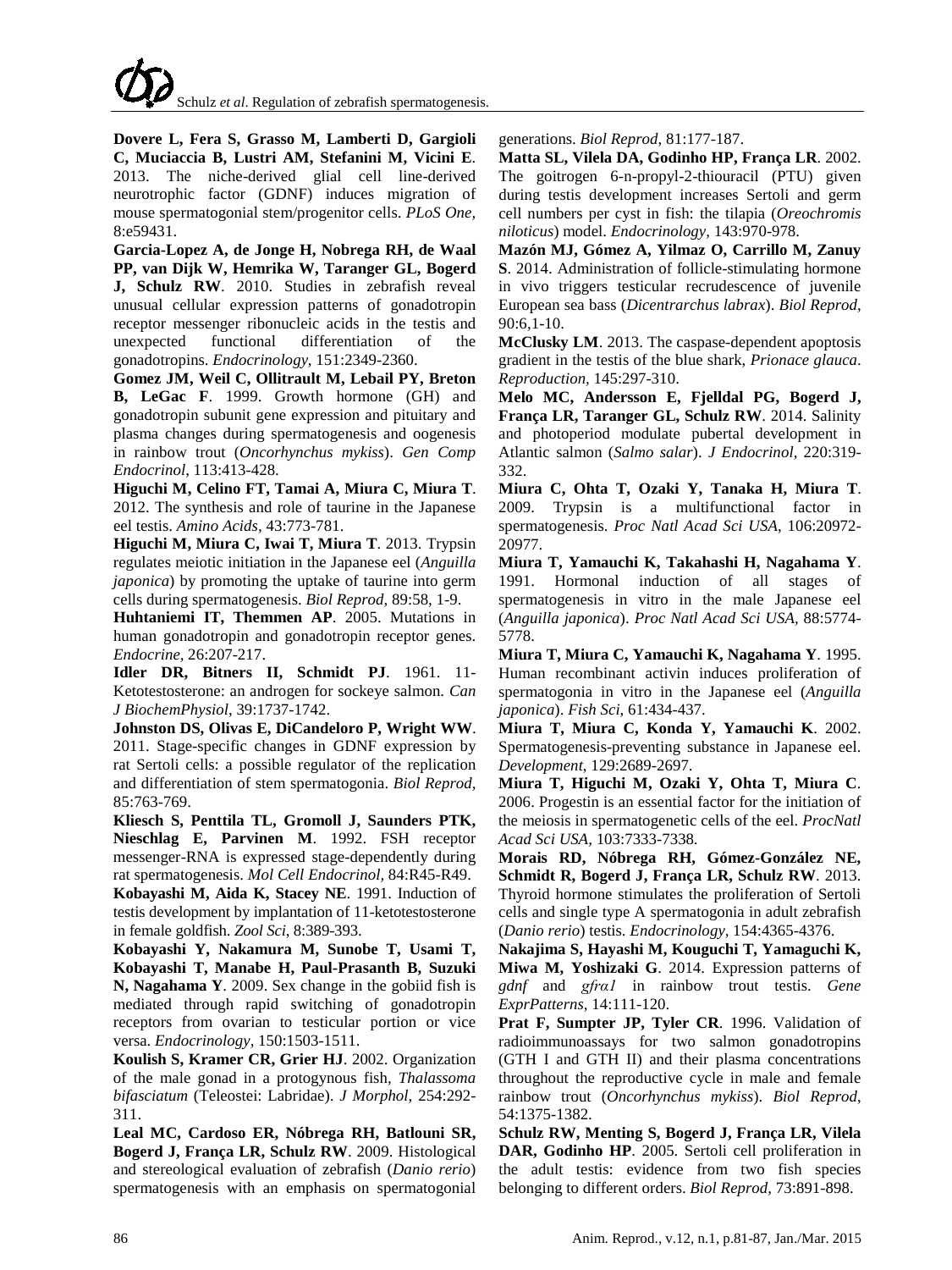**Dovere L, Fera S, Grasso M, Lamberti D, Gargioli C, Muciaccia B, Lustri AM, Stefanini M, Vicini E**. 2013. The niche-derived glial cell line-derived neurotrophic factor (GDNF) induces migration of mouse spermatogonial stem/progenitor cells. *PLoS One*, 8:e59431.

**Garcia-Lopez A, de Jonge H, Nobrega RH, de Waal PP, van Dijk W, Hemrika W, Taranger GL, Bogerd J, Schulz RW**. 2010. Studies in zebrafish reveal unusual cellular expression patterns of gonadotropin receptor messenger ribonucleic acids in the testis and unexpected functional differentiation of the gonadotropins. *Endocrinology*, 151:2349-2360.

**Gomez JM, Weil C, Ollitrault M, Lebail PY, Breton B, LeGac F**. 1999. Growth hormone (GH) and gonadotropin subunit gene expression and pituitary and plasma changes during spermatogenesis and oogenesis in rainbow trout (*Oncorhynchus mykiss*). *Gen Comp Endocrinol*, 113:413-428.

**Higuchi M, Celino FT, Tamai A, Miura C, Miura T**. 2012. The synthesis and role of taurine in the Japanese eel testis. *Amino Acids*, 43:773-781.

**Higuchi M, Miura C, Iwai T, Miura T**. 2013. Trypsin regulates meiotic initiation in the Japanese eel (*Anguilla japonica*) by promoting the uptake of taurine into germ cells during spermatogenesis. *Biol Reprod*, 89:58, 1-9.

**Huhtaniemi IT, Themmen AP**. 2005. Mutations in human gonadotropin and gonadotropin receptor genes. *Endocrine*, 26:207-217.

**Idler DR, Bitners II, Schmidt PJ**. 1961. 11-Ketotestosterone: an androgen for sockeye salmon. *Can J BiochemPhysiol*, 39:1737-1742.

**Johnston DS, Olivas E, DiCandeloro P, Wright WW**. 2011. Stage-specific changes in GDNF expression by rat Sertoli cells: a possible regulator of the replication and differentiation of stem spermatogonia. *Biol Reprod*, 85:763-769.

**Kliesch S, Penttila TL, Gromoll J, Saunders PTK, Nieschlag E, Parvinen M**. 1992. FSH receptor messenger-RNA is expressed stage-dependently during rat spermatogenesis. *Mol Cell Endocrinol*, 84:R45-R49.

**Kobayashi M, Aida K, Stacey NE**. 1991. Induction of testis development by implantation of 11-ketotestosterone in female goldfish. *Zool Sci*, 8:389-393.

**Kobayashi Y, Nakamura M, Sunobe T, Usami T, Kobayashi T, Manabe H, Paul-Prasanth B, Suzuki N, Nagahama Y**. 2009. Sex change in the gobiid fish is mediated through rapid switching of gonadotropin receptors from ovarian to testicular portion or vice versa. *Endocrinology*, 150:1503-1511.

**Koulish S, Kramer CR, Grier HJ**. 2002. Organization of the male gonad in a protogynous fish, *Thalassoma bifasciatum* (Teleostei: Labridae). *J Morphol*, 254:292-311.

**Leal MC, Cardoso ER, Nóbrega RH, Batlouni SR, Bogerd J, França LR, Schulz RW**. 2009. Histological and stereological evaluation of zebrafish (*Danio rerio*) spermatogenesis with an emphasis on spermatogonial generations. *Biol Reprod*, 81:177-187.

**Matta SL, Vilela DA, Godinho HP, França LR**. 2002. The goitrogen 6-n-propyl-2-thiouracil (PTU) given during testis development increases Sertoli and germ cell numbers per cyst in fish: the tilapia (*Oreochromis niloticus*) model. *Endocrinology*, 143:970-978.

**Mazón MJ, Gómez A, Yilmaz O, Carrillo M, Zanuy S**. 2014. Administration of follicle-stimulating hormone in vivo triggers testicular recrudescence of juvenile European sea bass (*Dicentrarchus labrax*). *Biol Reprod*, 90:6,1-10.

**McClusky LM**. 2013. The caspase-dependent apoptosis gradient in the testis of the blue shark, *Prionace glauca*. *Reproduction*, 145:297-310.

**Melo MC, Andersson E, Fjelldal PG, Bogerd J, França LR, Taranger GL, Schulz RW**. 2014. Salinity and photoperiod modulate pubertal development in Atlantic salmon (*Salmo salar*). *J Endocrinol*, 220:319-332.

**Miura C, Ohta T, Ozaki Y, Tanaka H, Miura T**. 2009. Trypsin is a multifunctional factor in spermatogenesis. *Proc Natl Acad Sci USA*, 106:20972-20977.

**Miura T, Yamauchi K, Takahashi H, Nagahama Y**. 1991. Hormonal induction of all stages of spermatogenesis in vitro in the male Japanese eel (*Anguilla japonica*). *Proc Natl Acad Sci USA*, 88:5774-5778.

**Miura T, Miura C, Yamauchi K, Nagahama Y**. 1995. Human recombinant activin induces proliferation of spermatogonia in vitro in the Japanese eel (*Anguilla japonica*). *Fish Sci*, 61:434-437.

**Miura T, Miura C, Konda Y, Yamauchi K**. 2002. Spermatogenesis-preventing substance in Japanese eel. *Development*, 129:2689-2697.

**Miura T, Higuchi M, Ozaki Y, Ohta T, Miura C**. 2006. Progestin is an essential factor for the initiation of the meiosis in spermatogenetic cells of the eel. *ProcNatl Acad Sci USA*, 103:7333-7338.

**Morais RD, Nóbrega RH, Gómez-González NE, Schmidt R, Bogerd J, França LR, Schulz RW**. 2013. Thyroid hormone stimulates the proliferation of Sertoli cells and single type A spermatogonia in adult zebrafish (*Danio rerio*) testis. *Endocrinology*, 154:4365-4376.

**Nakajima S, Hayashi M, Kouguchi T, Yamaguchi K, Miwa M, Yoshizaki G**. 2014. Expression patterns of *gdnf* and *gfrα1* in rainbow trout testis. *Gene ExprPatterns*, 14:111-120.

**Prat F, Sumpter JP, Tyler CR**. 1996. Validation of radioimmunoassays for two salmon gonadotropins (GTH I and GTH II) and their plasma concentrations throughout the reproductive cycle in male and female rainbow trout (*Oncorhynchus mykiss*). *Biol Reprod*, 54:1375-1382.

**Schulz RW, Menting S, Bogerd J, França LR, Vilela DAR, Godinho HP**. 2005. Sertoli cell proliferation in the adult testis: evidence from two fish species belonging to different orders. *Biol Reprod*, 73:891-898.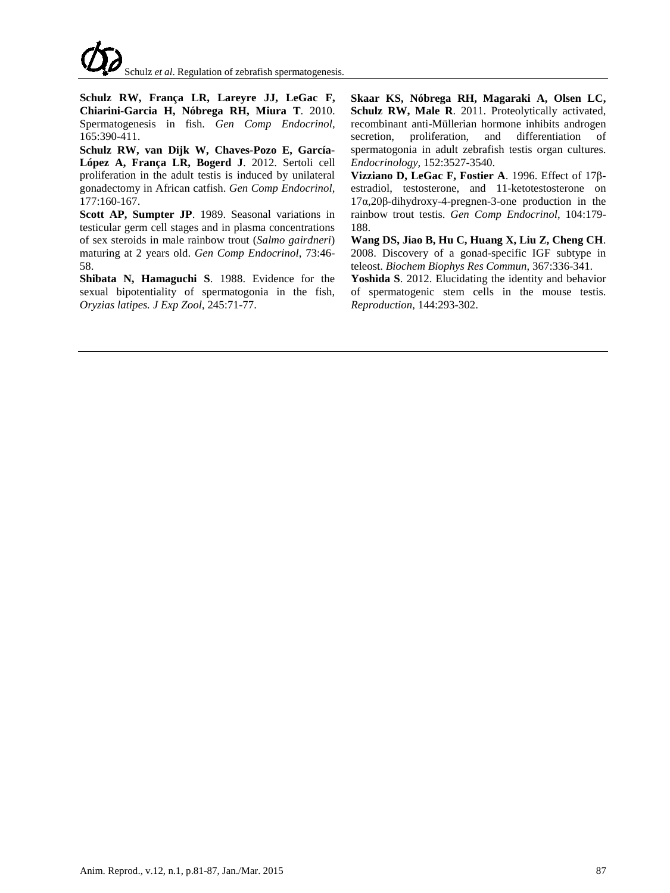**Schulz RW, França LR, Lareyre JJ, LeGac F, Chiarini-Garcia H, Nóbrega RH, Miura T**. 2010. Spermatogenesis in fish. *Gen Comp Endocrinol*, 165:390-411.

**Schulz RW, van Dijk W, Chaves-Pozo E, García-López A, França LR, Bogerd J**. 2012. Sertoli cell proliferation in the adult testis is induced by unilateral gonadectomy in African catfish. *Gen Comp Endocrinol*, 177:160-167.

**Scott AP, Sumpter JP**. 1989. Seasonal variations in testicular germ cell stages and in plasma concentrations of sex steroids in male rainbow trout (*Salmo gairdneri*) maturing at 2 years old. *Gen Comp Endocrinol*, 73:46-58.

**Shibata N, Hamaguchi S**. 1988. Evidence for the sexual bipotentiality of spermatogonia in the fish, *Oryzias latipes. J Exp Zool*, 245:71-77.

**Skaar KS, Nóbrega RH, Magaraki A, Olsen LC, Schulz RW, Male R**. 2011. Proteolytically activated, recombinant anti-Müllerian hormone inhibits androgen secretion, proliferation, and differentiation of spermatogonia in adult zebrafish testis organ cultures. *Endocrinology*, 152:3527-3540.

**Vizziano D, LeGac F, Fostier A**. 1996. Effect of 17β-estradiol, testosterone, and 11-ketotestosterone on 17α,20β-dihydroxy-4-pregnen-3-one production in the rainbow trout testis. *Gen Comp Endocrinol*, 104:179-188.

**Wang DS, Jiao B, Hu C, Huang X, Liu Z, Cheng CH**. 2008. Discovery of a gonad-specific IGF subtype in teleost. *Biochem Biophys Res Commun*, 367:336-341.

**Yoshida S**. 2012. Elucidating the identity and behavior of spermatogenic stem cells in the mouse testis. *Reproduction*, 144:293-302.